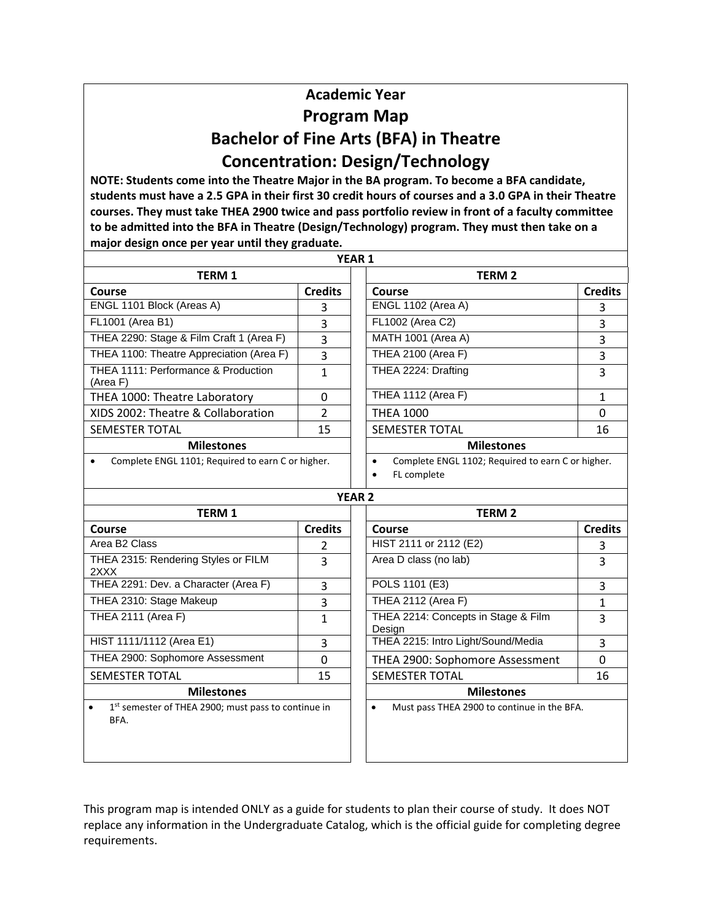# Academic Year

## Program Map

## Bachelor of Fine Arts (BFA) in Theatre

## Concentration: Design/Technology

**NOTE: Students come into the Theatre Major in the BA program. To become a BFA candidate, students must have a 2.5 GPA in their first 30 credit hours of courses and a 3.0 GPA in their Theatre courses. They must take THEA 2900 twice and pass portfolio review in front of a faculty committee to be admitted into the BFA in Theatre (Design/Technology) program. They must then take on a major design once per year until they graduate.**

### YEAR 1

| TERM 1 | | | TERM 2 | |
|---|---|---|---|---|
| **Course** | **Credits** | | **Course** | **Credits** |
| ENGL 1101 Block (Areas A) | 3 | | ENGL 1102 (Area A) | 3 |
| FL1001 (Area B1) | 3 | | FL1002 (Area C2) | 3 |
| THEA 2290: Stage & Film Craft 1 (Area F) | 3 | | MATH 1001 (Area A) | 3 |
| THEA 1100: Theatre Appreciation (Area F) | 3 | | THEA 2100 (Area F) | 3 |
| THEA 1111: Performance & Production (Area F) | 1 | | THEA 2224: Drafting | 3 |
| THEA 1000: Theatre Laboratory | 0 | | THEA 1112 (Area F) | 1 |
| XIDS 2002: Theatre & Collaboration | 2 | | THEA 1000 | 0 |
| SEMESTER TOTAL | 15 | | SEMESTER TOTAL | 16 |
| **Milestones** | | | **Milestones** | |
| • Complete ENGL 1101; Required to earn C or higher. | | | • Complete ENGL 1102; Required to earn C or higher. <br> • FL complete | |

### YEAR 2

| TERM 1 | | | TERM 2 | |
|---|---|---|---|---|
| **Course** | **Credits** | | **Course** | **Credits** |
| Area B2 Class | 2 | | HIST 2111 or 2112 (E2) | 3 |
| THEA 2315: Rendering Styles or FILM 2XXX | 3 | | Area D class (no lab) | 3 |
| THEA 2291: Dev. a Character (Area F) | 3 | | POLS 1101 (E3) | 3 |
| THEA 2310: Stage Makeup | 3 | | THEA 2112 (Area F) | 1 |
| THEA 2111 (Area F) | 1 | | THEA 2214: Concepts in Stage & Film Design | 3 |
| HIST 1111/1112 (Area E1) | 3 | | THEA 2215: Intro Light/Sound/Media | 3 |
| THEA 2900: Sophomore Assessment | 0 | | THEA 2900: Sophomore Assessment | 0 |
| SEMESTER TOTAL | 15 | | SEMESTER TOTAL | 16 |
| **Milestones** | | | **Milestones** | |
| • 1st semester of THEA 2900; must pass to continue in BFA. | | | • Must pass THEA 2900 to continue in the BFA. | |

This program map is intended ONLY as a guide for students to plan their course of study. It does NOT replace any information in the Undergraduate Catalog, which is the official guide for completing degree requirements.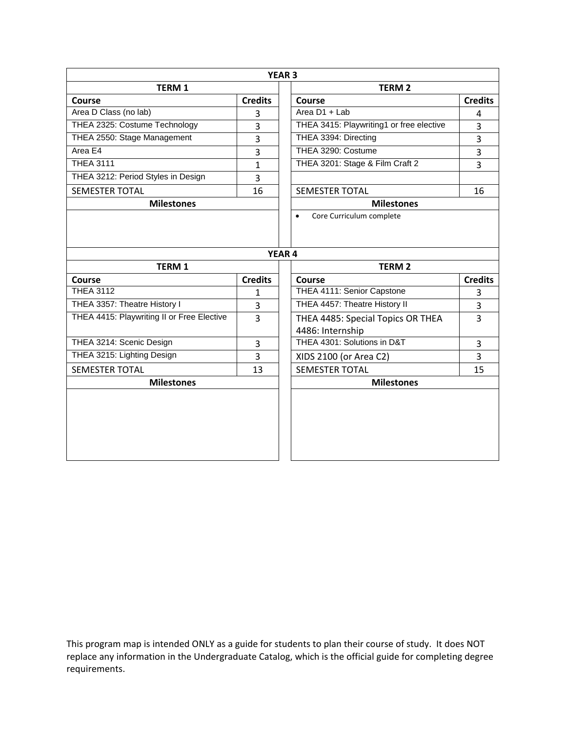## YEAR 3

| TERM 1 | | TERM 2 | |
|---|---|---|---|
| **Course** | **Credits** | **Course** | **Credits** |
| Area D Class (no lab) | 3 | Area D1 + Lab | 4 |
| THEA 2325: Costume Technology | 3 | THEA 3415: Playwriting1 or free elective | 3 |
| THEA 2550: Stage Management | 3 | THEA 3394: Directing | 3 |
| Area E4 | 3 | THEA 3290: Costume | 3 |
| THEA 3111 | 1 | THEA 3201: Stage & Film Craft 2 | 3 |
| THEA 3212: Period Styles in Design | 3 | | |
| SEMESTER TOTAL | 16 | SEMESTER TOTAL | 16 |
| **Milestones** | | **Milestones** | |
| | | • Core Curriculum complete | |

## YEAR 4

| TERM 1 | | TERM 2 | |
|---|---|---|---|
| **Course** | **Credits** | **Course** | **Credits** |
| THEA 3112 | 1 | THEA 4111: Senior Capstone | 3 |
| THEA 3357: Theatre History I | 3 | THEA 4457: Theatre History II | 3 |
| THEA 4415: Playwriting II or Free Elective | 3 | THEA 4485: Special Topics OR THEA 4486: Internship | 3 |
| THEA 3214: Scenic Design | 3 | THEA 4301: Solutions in D&T | 3 |
| THEA 3215: Lighting Design | 3 | XIDS 2100 (or Area C2) | 3 |
| SEMESTER TOTAL | 13 | SEMESTER TOTAL | 15 |
| **Milestones** | | **Milestones** | |
| | | | |

This program map is intended ONLY as a guide for students to plan their course of study. It does NOT replace any information in the Undergraduate Catalog, which is the official guide for completing degree requirements.